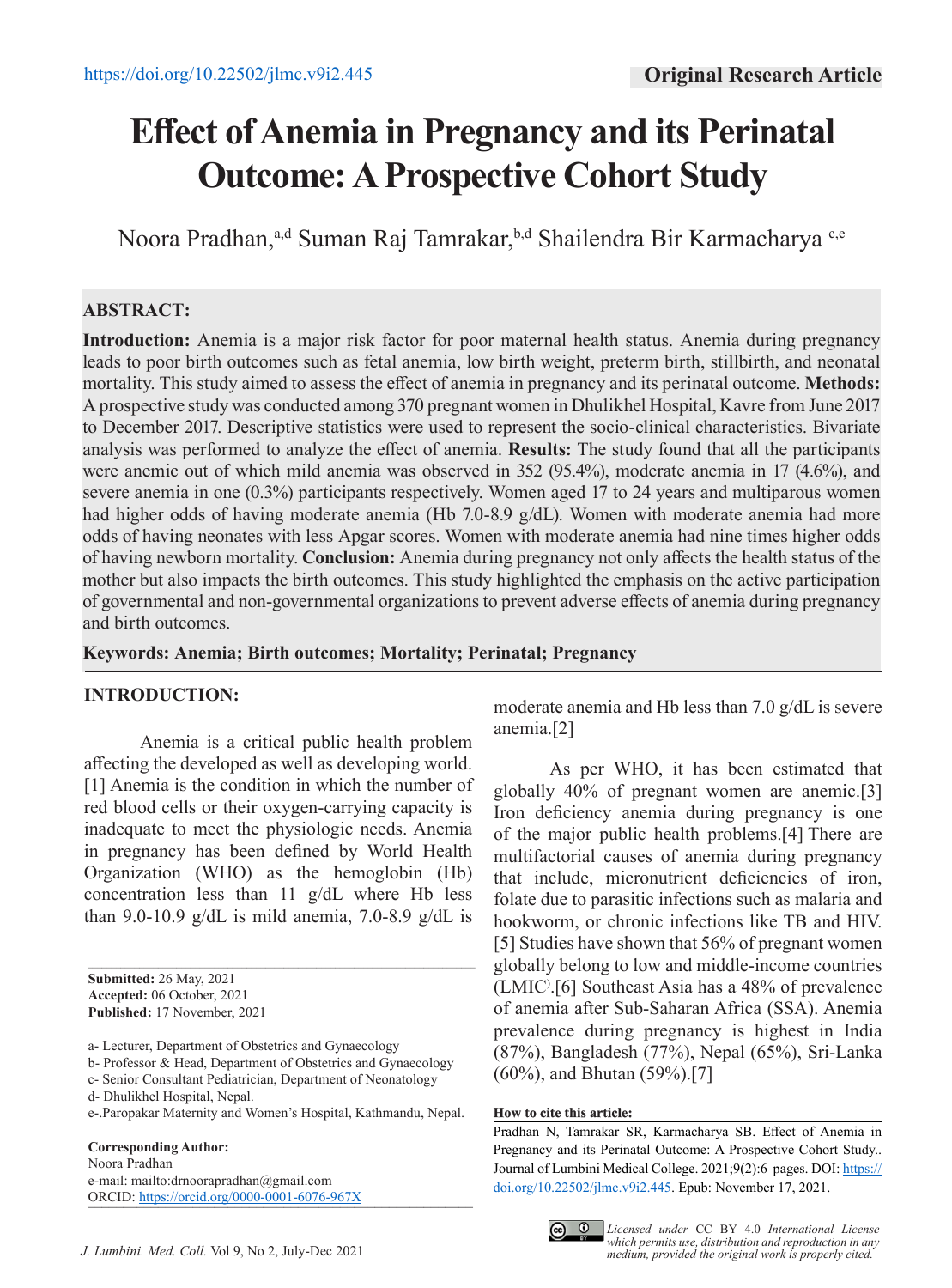https://doi.org/10.22502/jlmc.v9i2.445

**Original Research Article**

# Effect of Anemia in Pregnancy and its Perinatal Outcome: A Prospective Cohort Study

Noora Pradhan,[a,d] Suman Raj Tamrakar,[b,d] Shailendra Bir Karmacharya [c,e]

## ABSTRACT:

**Introduction:** Anemia is a major risk factor for poor maternal health status. Anemia during pregnancy leads to poor birth outcomes such as fetal anemia, low birth weight, preterm birth, stillbirth, and neonatal mortality. This study aimed to assess the effect of anemia in pregnancy and its perinatal outcome. **Methods:** A prospective study was conducted among 370 pregnant women in Dhulikhel Hospital, Kavre from June 2017 to December 2017. Descriptive statistics were used to represent the socio-clinical characteristics. Bivariate analysis was performed to analyze the effect of anemia. **Results:** The study found that all the participants were anemic out of which mild anemia was observed in 352 (95.4%), moderate anemia in 17 (4.6%), and severe anemia in one (0.3%) participants respectively. Women aged 17 to 24 years and multiparous women had higher odds of having moderate anemia (Hb 7.0-8.9 g/dL). Women with moderate anemia had more odds of having neonates with less Apgar scores. Women with moderate anemia had nine times higher odds of having newborn mortality. **Conclusion:** Anemia during pregnancy not only affects the health status of the mother but also impacts the birth outcomes. This study highlighted the emphasis on the active participation of governmental and non-governmental organizations to prevent adverse effects of anemia during pregnancy and birth outcomes.

**Keywords: Anemia; Birth outcomes; Mortality; Perinatal; Pregnancy**

## INTRODUCTION:

Anemia is a critical public health problem affecting the developed as well as developing world.[1] Anemia is the condition in which the number of red blood cells or their oxygen-carrying capacity is inadequate to meet the physiologic needs. Anemia in pregnancy has been defined by World Health Organization (WHO) as the hemoglobin (Hb) concentration less than 11 g/dL where Hb less than 9.0-10.9 g/dL is mild anemia, 7.0-8.9 g/dL is moderate anemia and Hb less than 7.0 g/dL is severe anemia.[2]

As per WHO, it has been estimated that globally 40% of pregnant women are anemic.[3] Iron deficiency anemia during pregnancy is one of the major public health problems.[4] There are multifactorial causes of anemia during pregnancy that include, micronutrient deficiencies of iron, folate due to parasitic infections such as malaria and hookworm, or chronic infections like TB and HIV.[5] Studies have shown that 56% of pregnant women globally belong to low and middle-income countries (LMIC).[6] Southeast Asia has a 48% of prevalence of anemia after Sub-Saharan Africa (SSA). Anemia prevalence during pregnancy is highest in India (87%), Bangladesh (77%), Nepal (65%), Sri-Lanka (60%), and Bhutan (59%).[7]

**Submitted:** 26 May, 2021
**Accepted:** 06 October, 2021
**Published:** 17 November, 2021

a- Lecturer, Department of Obstetrics and Gynaecology
b- Professor & Head, Department of Obstetrics and Gynaecology
c- Senior Consultant Pediatrician, Department of Neonatology
d- Dhulikhel Hospital, Nepal.
e-.Paropakar Maternity and Women's Hospital, Kathmandu, Nepal.

**Corresponding Author:**
Noora Pradhan
e-mail: mailto:drnoorapradhan@gmail.com
ORCID: https://orcid.org/0000-0001-6076-967X

**How to cite this article:**
Pradhan N, Tamrakar SR, Karmacharya SB. Effect of Anemia in Pregnancy and its Perinatal Outcome: A Prospective Cohort Study.. Journal of Lumbini Medical College. 2021;9(2):6 pages. DOI: https://doi.org/10.22502/jlmc.v9i2.445. Epub: November 17, 2021.

*Licensed under* CC BY 4.0 *International License which permits use, distribution and reproduction in any medium, provided the original work is properly cited.*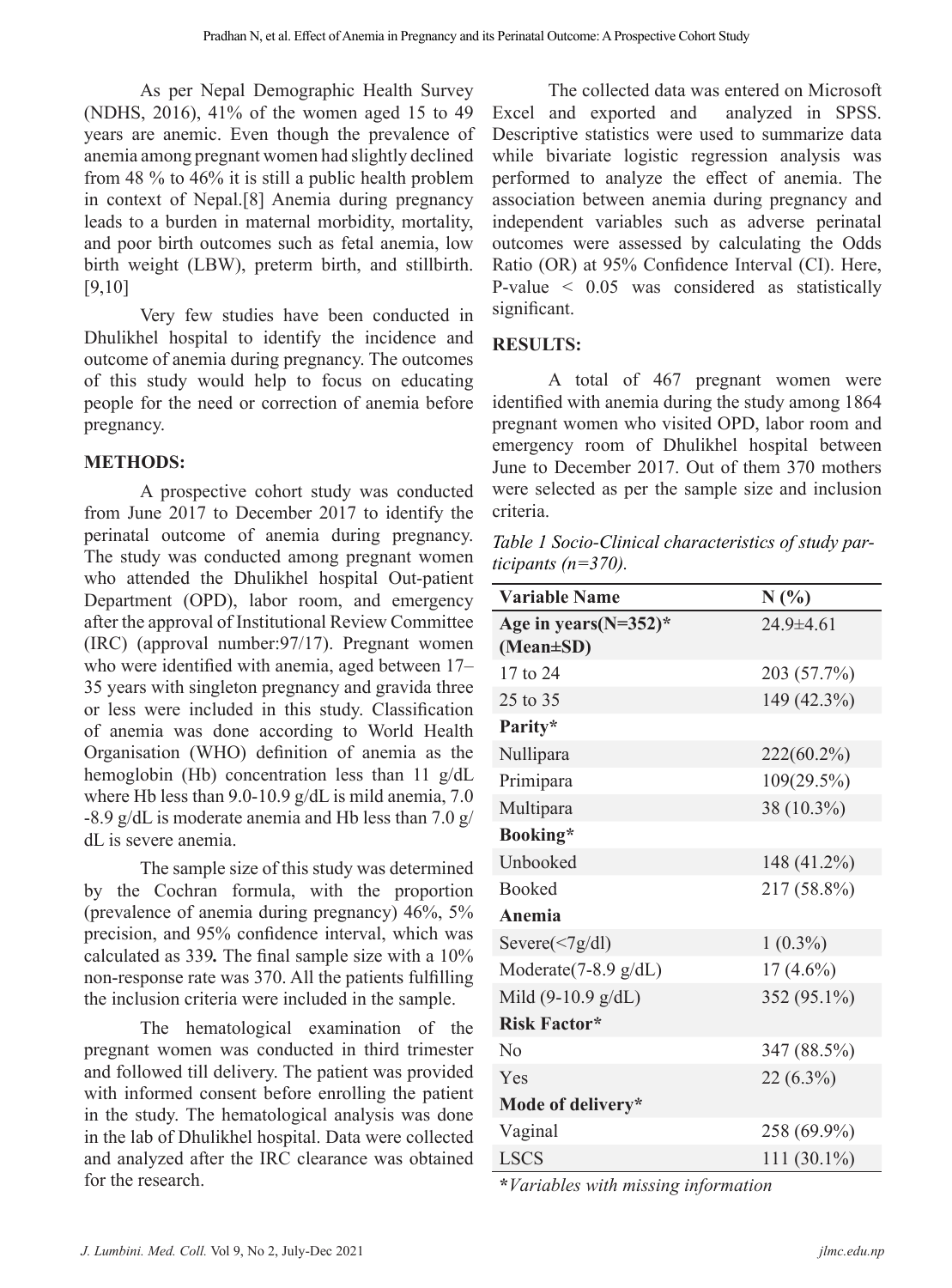As per Nepal Demographic Health Survey (NDHS, 2016), 41% of the women aged 15 to 49 years are anemic. Even though the prevalence of anemia among pregnant women had slightly declined from 48 % to 46% it is still a public health problem in context of Nepal.[8] Anemia during pregnancy leads to a burden in maternal morbidity, mortality, and poor birth outcomes such as fetal anemia, low birth weight (LBW), preterm birth, and stillbirth.[9,10]

Very few studies have been conducted in Dhulikhel hospital to identify the incidence and outcome of anemia during pregnancy. The outcomes of this study would help to focus on educating people for the need or correction of anemia before pregnancy.

## METHODS:

A prospective cohort study was conducted from June 2017 to December 2017 to identify the perinatal outcome of anemia during pregnancy. The study was conducted among pregnant women who attended the Dhulikhel hospital Out-patient Department (OPD), labor room, and emergency after the approval of Institutional Review Committee (IRC) (approval number:97/17). Pregnant women who were identified with anemia, aged between 17–35 years with singleton pregnancy and gravida three or less were included in this study. Classification of anemia was done according to World Health Organisation (WHO) definition of anemia as the hemoglobin (Hb) concentration less than 11 g/dL where Hb less than 9.0-10.9 g/dL is mild anemia, 7.0 -8.9 g/dL is moderate anemia and Hb less than 7.0 g/dL is severe anemia.

The sample size of this study was determined by the Cochran formula, with the proportion (prevalence of anemia during pregnancy) 46%, 5% precision, and 95% confidence interval, which was calculated as 339**.** The final sample size with a 10% non-response rate was 370. All the patients fulfilling the inclusion criteria were included in the sample.

The hematological examination of the pregnant women was conducted in third trimester and followed till delivery. The patient was provided with informed consent before enrolling the patient in the study. The hematological analysis was done in the lab of Dhulikhel hospital. Data were collected and analyzed after the IRC clearance was obtained for the research.

The collected data was entered on Microsoft Excel and exported and analyzed in SPSS. Descriptive statistics were used to summarize data while bivariate logistic regression analysis was performed to analyze the effect of anemia. The association between anemia during pregnancy and independent variables such as adverse perinatal outcomes were assessed by calculating the Odds Ratio (OR) at 95% Confidence Interval (CI). Here, P-value < 0.05 was considered as statistically significant.

## RESULTS:

A total of 467 pregnant women were identified with anemia during the study among 1864 pregnant women who visited OPD, labor room and emergency room of Dhulikhel hospital between June to December 2017. Out of them 370 mothers were selected as per the sample size and inclusion criteria.

*Table 1 Socio-Clinical characteristics of study participants (n=370).*

| Variable Name | N (%) |
|---|---|
| **Age in years(N=352)* (Mean±SD)** | 24.9±4.61 |
| 17 to 24 | 203 (57.7%) |
| 25 to 35 | 149 (42.3%) |
| **Parity*** | |
| Nullipara | 222(60.2%) |
| Primipara | 109(29.5%) |
| Multipara | 38 (10.3%) |
| **Booking*** | |
| Unbooked | 148 (41.2%) |
| Booked | 217 (58.8%) |
| **Anemia** | |
| Severe(<7g/dl) | 1 (0.3%) |
| Moderate(7-8.9 g/dL) | 17 (4.6%) |
| Mild (9-10.9 g/dL) | 352 (95.1%) |
| **Risk Factor*** | |
| No | 347 (88.5%) |
| Yes | 22 (6.3%) |
| **Mode of delivery*** | |
| Vaginal | 258 (69.9%) |
| LSCS | 111 (30.1%) |

***Variables with missing information***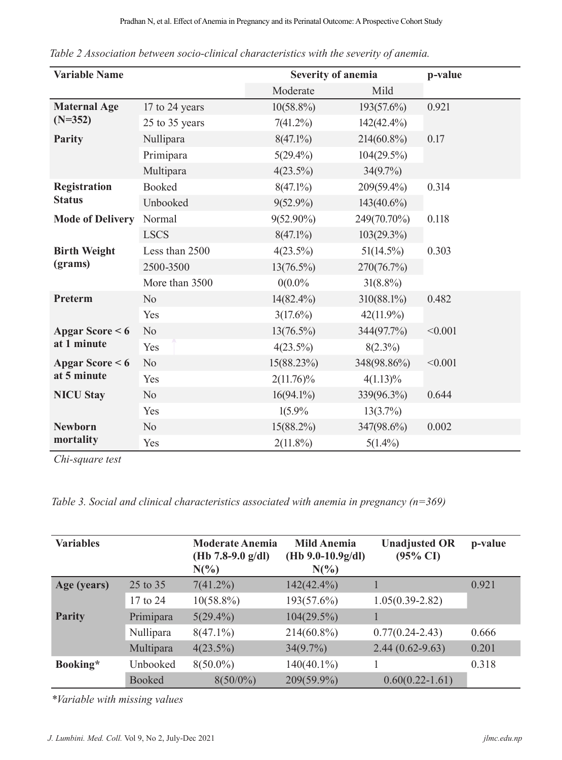*Table 2 Association between socio-clinical characteristics with the severity of anemia.*

| Variable Name | | Severity of anemia | | p-value |
|---|---|---|---|---|
| | | Moderate | Mild | |
| **Maternal Age (N=352)** | 17 to 24 years | 10(58.8%) | 193(57.6%) | 0.921 |
| | 25 to 35 years | 7(41.2%) | 142(42.4%) | |
| **Parity** | Nullipara | 8(47.1%) | 214(60.8%) | 0.17 |
| | Primipara | 5(29.4%) | 104(29.5%) | |
| | Multipara | 4(23.5%) | 34(9.7%) | |
| **Registration Status** | Booked | 8(47.1%) | 209(59.4%) | 0.314 |
| | Unbooked | 9(52.9%) | 143(40.6%) | |
| **Mode of Delivery** | Normal | 9(52.90%) | 249(70.70%) | 0.118 |
| | LSCS | 8(47.1%) | 103(29.3%) | |
| **Birth Weight (grams)** | Less than 2500 | 4(23.5%) | 51(14.5%) | 0.303 |
| | 2500-3500 | 13(76.5%) | 270(76.7%) | |
| | More than 3500 | 0(0.0% | 31(8.8%) | |
| **Preterm** | No | 14(82.4%) | 310(88.1%) | 0.482 |
| | Yes | 3(17.6%) | 42(11.9%) | |
| **Apgar Score < 6 at 1 minute** | No | 13(76.5%) | 344(97.7%) | <0.001 |
| | Yes | 4(23.5%) | 8(2.3%) | |
| **Apgar Score < 6 at 5 minute** | No | 15(88.23%) | 348(98.86%) | <0.001 |
| | Yes | 2(11.76)% | 4(1.13)% | |
| **NICU Stay** | No | 16(94.1%) | 339(96.3%) | 0.644 |
| | Yes | 1(5.9% | 13(3.7%) | |
| **Newborn mortality** | No | 15(88.2%) | 347(98.6%) | 0.002 |
| | Yes | 2(11.8%) | 5(1.4%) | |

*Chi-square test*

*Table 3. Social and clinical characteristics associated with anemia in pregnancy (n=369)*

| Variables | | Moderate Anemia (Hb 7.8-9.0 g/dl) N(%) | Mild Anemia (Hb 9.0-10.9g/dl) N(%) | Unadjusted OR (95% CI) | p-value |
|---|---|---|---|---|---|
| **Age (years)** | 25 to 35 | 7(41.2%) | 142(42.4%) | 1 | 0.921 |
| | 17 to 24 | 10(58.8%) | 193(57.6%) | 1.05(0.39-2.82) | |
| **Parity** | Primipara | 5(29.4%) | 104(29.5%) | 1 | |
| | Nullipara | 8(47.1%) | 214(60.8%) | 0.77(0.24-2.43) | 0.666 |
| | Multipara | 4(23.5%) | 34(9.7%) | 2.44 (0.62-9.63) | 0.201 |
| **Booking*** | Unbooked | 8(50.0%) | 140(40.1%) | 1 | 0.318 |
| | Booked | 8(50/0%) | 209(59.9%) | 0.60(0.22-1.61) | |

*Variable with missing values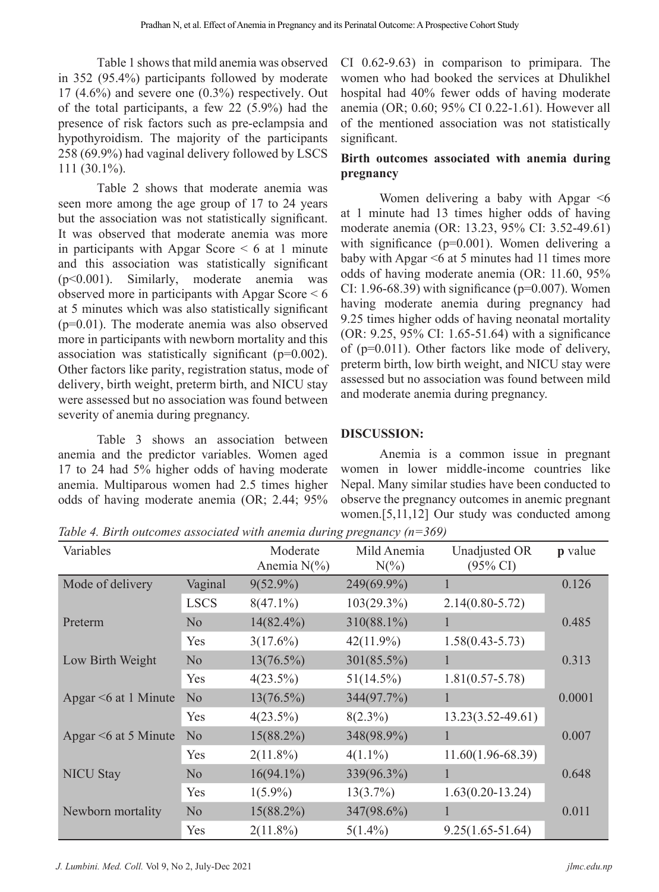Table 1 shows that mild anemia was observed in 352 (95.4%) participants followed by moderate 17 (4.6%) and severe one (0.3%) respectively. Out of the total participants, a few 22 (5.9%) had the presence of risk factors such as pre-eclampsia and hypothyroidism. The majority of the participants 258 (69.9%) had vaginal delivery followed by LSCS 111 (30.1%).

Table 2 shows that moderate anemia was seen more among the age group of 17 to 24 years but the association was not statistically significant. It was observed that moderate anemia was more in participants with Apgar Score < 6 at 1 minute and this association was statistically significant (p<0.001). Similarly, moderate anemia was observed more in participants with Apgar Score < 6 at 5 minutes which was also statistically significant (p=0.01). The moderate anemia was also observed more in participants with newborn mortality and this association was statistically significant (p=0.002). Other factors like parity, registration status, mode of delivery, birth weight, preterm birth, and NICU stay were assessed but no association was found between severity of anemia during pregnancy.

Table 3 shows an association between anemia and the predictor variables. Women aged 17 to 24 had 5% higher odds of having moderate anemia. Multiparous women had 2.5 times higher odds of having moderate anemia (OR; 2.44; 95% CI 0.62-9.63) in comparison to primipara. The women who had booked the services at Dhulikhel hospital had 40% fewer odds of having moderate anemia (OR; 0.60; 95% CI 0.22-1.61). However all of the mentioned association was not statistically significant.

**Birth outcomes associated with anemia during pregnancy**

Women delivering a baby with Apgar <6 at 1 minute had 13 times higher odds of having moderate anemia (OR: 13.23, 95% CI: 3.52-49.61) with significance (p=0.001). Women delivering a baby with Apgar <6 at 5 minutes had 11 times more odds of having moderate anemia (OR: 11.60, 95% CI: 1.96-68.39) with significance (p=0.007). Women having moderate anemia during pregnancy had 9.25 times higher odds of having neonatal mortality (OR: 9.25, 95% CI: 1.65-51.64) with a significance of (p=0.011). Other factors like mode of delivery, preterm birth, low birth weight, and NICU stay were assessed but no association was found between mild and moderate anemia during pregnancy.

## DISCUSSION:

Anemia is a common issue in pregnant women in lower middle-income countries like Nepal. Many similar studies have been conducted to observe the pregnancy outcomes in anemic pregnant women.[5,11,12] Our study was conducted among

*Table 4. Birth outcomes associated with anemia during pregnancy (n=369)*

| Variables | | Moderate Anemia N(%) | Mild Anemia N(%) | Unadjusted OR (95% CI) | **p** value |
|---|---|---|---|---|---|
| Mode of delivery | Vaginal | 9(52.9%) | 249(69.9%) | 1 | 0.126 |
| | LSCS | 8(47.1%) | 103(29.3%) | 2.14(0.80-5.72) | |
| Preterm | No | 14(82.4%) | 310(88.1%) | 1 | 0.485 |
| | Yes | 3(17.6%) | 42(11.9%) | 1.58(0.43-5.73) | |
| Low Birth Weight | No | 13(76.5%) | 301(85.5%) | 1 | 0.313 |
| | Yes | 4(23.5%) | 51(14.5%) | 1.81(0.57-5.78) | |
| Apgar <6 at 1 Minute | No | 13(76.5%) | 344(97.7%) | 1 | 0.0001 |
| | Yes | 4(23.5%) | 8(2.3%) | 13.23(3.52-49.61) | |
| Apgar <6 at 5 Minute | No | 15(88.2%) | 348(98.9%) | 1 | 0.007 |
| | Yes | 2(11.8%) | 4(1.1%) | 11.60(1.96-68.39) | |
| NICU Stay | No | 16(94.1%) | 339(96.3%) | 1 | 0.648 |
| | Yes | 1(5.9%) | 13(3.7%) | 1.63(0.20-13.24) | |
| Newborn mortality | No | 15(88.2%) | 347(98.6%) | 1 | 0.011 |
| | Yes | 2(11.8%) | 5(1.4%) | 9.25(1.65-51.64) | |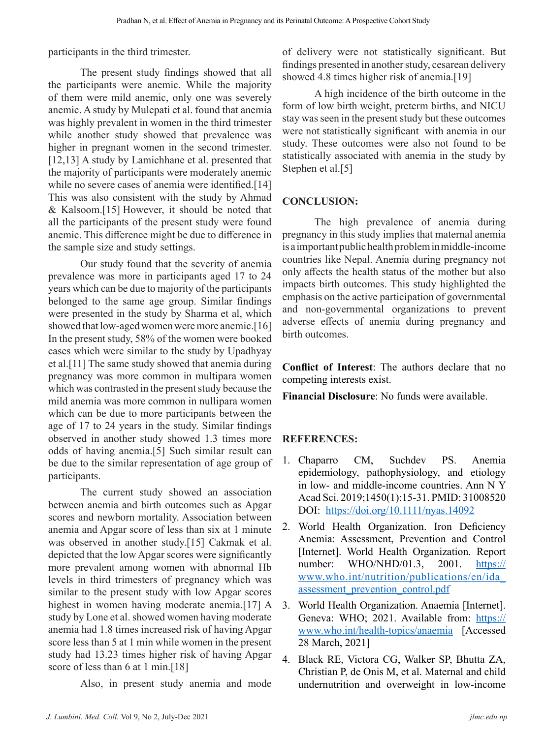participants in the third trimester.

The present study findings showed that all the participants were anemic. While the majority of them were mild anemic, only one was severely anemic. A study by Mulepati et al. found that anemia was highly prevalent in women in the third trimester while another study showed that prevalence was higher in pregnant women in the second trimester.[12,13] A study by Lamichhane et al. presented that the majority of participants were moderately anemic while no severe cases of anemia were identified.[14] This was also consistent with the study by Ahmad & Kalsoom.[15] However, it should be noted that all the participants of the present study were found anemic. This difference might be due to difference in the sample size and study settings.

Our study found that the severity of anemia prevalence was more in participants aged 17 to 24 years which can be due to majority of the participants belonged to the same age group. Similar findings were presented in the study by Sharma et al, which showed that low-aged women were more anemic.[16] In the present study, 58% of the women were booked cases which were similar to the study by Upadhyay et al.[11] The same study showed that anemia during pregnancy was more common in multipara women which was contrasted in the present study because the mild anemia was more common in nullipara women which can be due to more participants between the age of 17 to 24 years in the study. Similar findings observed in another study showed 1.3 times more odds of having anemia.[5] Such similar result can be due to the similar representation of age group of participants.

The current study showed an association between anemia and birth outcomes such as Apgar scores and newborn mortality. Association between anemia and Apgar score of less than six at 1 minute was observed in another study.[15] Cakmak et al. depicted that the low Apgar scores were significantly more prevalent among women with abnormal Hb levels in third trimesters of pregnancy which was similar to the present study with low Apgar scores highest in women having moderate anemia.[17] A study by Lone et al. showed women having moderate anemia had 1.8 times increased risk of having Apgar score less than 5 at 1 min while women in the present study had 13.23 times higher risk of having Apgar score of less than 6 at 1 min.[18]

Also, in present study anemia and mode of delivery were not statistically significant. But findings presented in another study, cesarean delivery showed 4.8 times higher risk of anemia.[19]

A high incidence of the birth outcome in the form of low birth weight, preterm births, and NICU stay was seen in the present study but these outcomes were not statistically significant with anemia in our study. These outcomes were also not found to be statistically associated with anemia in the study by Stephen et al.[5]

## CONCLUSION:

The high prevalence of anemia during pregnancy in this study implies that maternal anemia is a important public health problem in middle-income countries like Nepal. Anemia during pregnancy not only affects the health status of the mother but also impacts birth outcomes. This study highlighted the emphasis on the active participation of governmental and non-governmental organizations to prevent adverse effects of anemia during pregnancy and birth outcomes.

**Conflict of Interest**: The authors declare that no competing interests exist.

**Financial Disclosure**: No funds were available.

## REFERENCES:

1. Chaparro CM, Suchdev PS. Anemia epidemiology, pathophysiology, and etiology in low- and middle-income countries. Ann N Y Acad Sci. 2019;1450(1):15-31. PMID: 31008520 DOI: https://doi.org/10.1111/nyas.14092
2. World Health Organization. Iron Deficiency Anemia: Assessment, Prevention and Control [Internet]. World Health Organization. Report number: WHO/NHD/01.3, 2001. https://www.who.int/nutrition/publications/en/ida_assessment_prevention_control.pdf
3. World Health Organization. Anaemia [Internet]. Geneva: WHO; 2021. Available from: https://www.who.int/health-topics/anaemia [Accessed 28 March, 2021]
4. Black RE, Victora CG, Walker SP, Bhutta ZA, Christian P, de Onis M, et al. Maternal and child undernutrition and overweight in low-income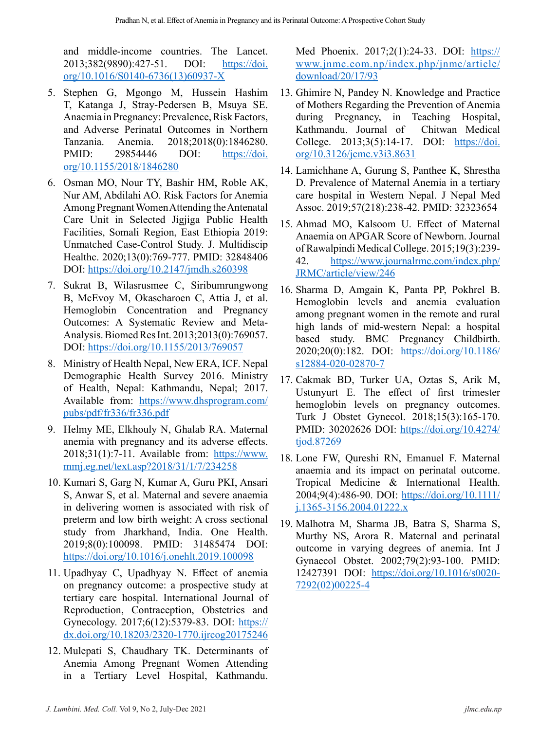and middle-income countries. The Lancet. 2013;382(9890):427-51. DOI: https://doi.org/10.1016/S0140-6736(13)60937-X

5. Stephen G, Mgongo M, Hussein Hashim T, Katanga J, Stray-Pedersen B, Msuya SE. Anaemia in Pregnancy: Prevalence, Risk Factors, and Adverse Perinatal Outcomes in Northern Tanzania. Anemia. 2018;2018(0):1846280. PMID: 29854446 DOI: https://doi.org/10.1155/2018/1846280
6. Osman MO, Nour TY, Bashir HM, Roble AK, Nur AM, Abdilahi AO. Risk Factors for Anemia Among Pregnant Women Attending the Antenatal Care Unit in Selected Jigjiga Public Health Facilities, Somali Region, East Ethiopia 2019: Unmatched Case-Control Study. J. Multidiscip Healthc. 2020;13(0):769-777. PMID: 32848406 DOI: https://doi.org/10.2147/jmdh.s260398
7. Sukrat B, Wilasrusmee C, Siribumrungwong B, McEvoy M, Okascharoen C, Attia J, et al. Hemoglobin Concentration and Pregnancy Outcomes: A Systematic Review and Meta-Analysis. Biomed Res Int. 2013;2013(0):769057. DOI: https://doi.org/10.1155/2013/769057
8. Ministry of Health Nepal, New ERA, ICF. Nepal Demographic Health Survey 2016. Ministry of Health, Nepal: Kathmandu, Nepal; 2017. Available from: https://www.dhsprogram.com/pubs/pdf/fr336/fr336.pdf
9. Helmy ME, Elkhouly N, Ghalab RA. Maternal anemia with pregnancy and its adverse effects. 2018;31(1):7-11. Available from: https://www.mmj.eg.net/text.asp?2018/31/1/7/234258
10. Kumari S, Garg N, Kumar A, Guru PKI, Ansari S, Anwar S, et al. Maternal and severe anaemia in delivering women is associated with risk of preterm and low birth weight: A cross sectional study from Jharkhand, India. One Health. 2019;8(0):100098. PMID: 31485474 DOI: https://doi.org/10.1016/j.onehlt.2019.100098
11. Upadhyay C, Upadhyay N. Effect of anemia on pregnancy outcome: a prospective study at tertiary care hospital. International Journal of Reproduction, Contraception, Obstetrics and Gynecology. 2017;6(12):5379-83. DOI: https://dx.doi.org/10.18203/2320-1770.ijrcog20175246
12. Mulepati S, Chaudhary TK. Determinants of Anemia Among Pregnant Women Attending in a Tertiary Level Hospital, Kathmandu. Med Phoenix. 2017;2(1):24-33. DOI: https://www.jnmc.com.np/index.php/jnmc/article/download/20/17/93
13. Ghimire N, Pandey N. Knowledge and Practice of Mothers Regarding the Prevention of Anemia during Pregnancy, in Teaching Hospital, Kathmandu. Journal of Chitwan Medical College. 2013;3(5):14-17. DOI: https://doi.org/10.3126/jcmc.v3i3.8631
14. Lamichhane A, Gurung S, Panthee K, Shrestha D. Prevalence of Maternal Anemia in a tertiary care hospital in Western Nepal. J Nepal Med Assoc. 2019;57(218):238-42. PMID: 32323654
15. Ahmad MO, Kalsoom U. Effect of Maternal Anaemia on APGAR Score of Newborn. Journal of Rawalpindi Medical College. 2015;19(3):239-42. https://www.journalrmc.com/index.php/JRMC/article/view/246
16. Sharma D, Amgain K, Panta PP, Pokhrel B. Hemoglobin levels and anemia evaluation among pregnant women in the remote and rural high lands of mid-western Nepal: a hospital based study. BMC Pregnancy Childbirth. 2020;20(0):182. DOI: https://doi.org/10.1186/s12884-020-02870-7
17. Cakmak BD, Turker UA, Oztas S, Arik M, Ustunyurt E. The effect of first trimester hemoglobin levels on pregnancy outcomes. Turk J Obstet Gynecol. 2018;15(3):165-170. PMID: 30202626 DOI: https://doi.org/10.4274/tjod.87269
18. Lone FW, Qureshi RN, Emanuel F. Maternal anaemia and its impact on perinatal outcome. Tropical Medicine & International Health. 2004;9(4):486-90. DOI: https://doi.org/10.1111/j.1365-3156.2004.01222.x
19. Malhotra M, Sharma JB, Batra S, Sharma S, Murthy NS, Arora R. Maternal and perinatal outcome in varying degrees of anemia. Int J Gynaecol Obstet. 2002;79(2):93-100. PMID: 12427391 DOI: https://doi.org/10.1016/s0020-7292(02)00225-4